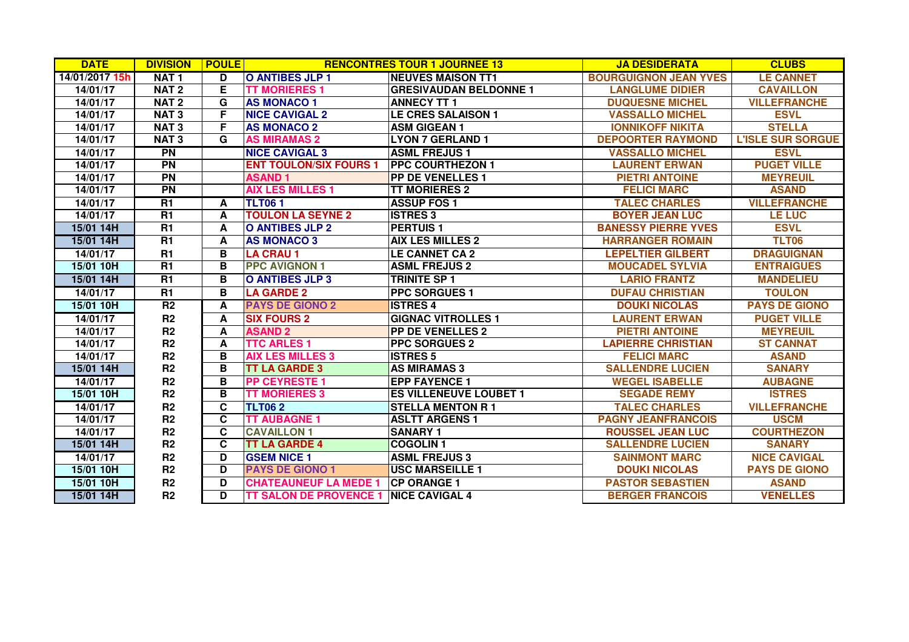| DATE | DIVISION | POULE | RENCONTRES TOUR 1 JOURNEE 13 | | JA DESIDERATA | CLUBS |
|---|---|---|---|---|---|---|
| 14/01/2017 15h | NAT 1 | D | O ANTIBES JLP 1 | NEUVES MAISON TT1 | BOURGUIGNON JEAN YVES | LE CANNET |
| 14/01/17 | NAT 2 | E | TT MORIERES 1 | GRESIVAUDAN BELDONNE 1 | LANGLUME DIDIER | CAVAILLON |
| 14/01/17 | NAT 2 | G | AS MONACO 1 | ANNECY TT 1 | DUQUESNE MICHEL | VILLEFRANCHE |
| 14/01/17 | NAT 3 | F | NICE CAVIGAL 2 | LE CRES SALAISON 1 | VASSALLO MICHEL | ESVL |
| 14/01/17 | NAT 3 | F | AS MONACO 2 | ASM GIGEAN 1 | IONNIKOFF NIKITA | STELLA |
| 14/01/17 | NAT 3 | G | AS MIRAMAS 2 | LYON 7 GERLAND 1 | DEPOORTER RAYMOND | L'ISLE SUR SORGUE |
| 14/01/17 | PN | | NICE CAVIGAL 3 | ASML FREJUS 1 | VASSALLO MICHEL | ESVL |
| 14/01/17 | PN | | ENT TOULON/SIX FOURS 1 | PPC COURTHEZON 1 | LAURENT ERWAN | PUGET VILLE |
| 14/01/17 | PN | | ASAND 1 | PP DE VENELLES 1 | PIETRI ANTOINE | MEYREUIL |
| 14/01/17 | PN | | AIX LES MILLES 1 | TT MORIERES 2 | FELICI MARC | ASAND |
| 14/01/17 | R1 | A | TLT06 1 | ASSUP FOS 1 | TALEC CHARLES | VILLEFRANCHE |
| 14/01/17 | R1 | A | TOULON LA SEYNE 2 | ISTRES 3 | BOYER JEAN LUC | LE LUC |
| 15/01 14H | R1 | A | O ANTIBES JLP 2 | PERTUIS 1 | BANESSY PIERRE YVES | ESVL |
| 15/01 14H | R1 | A | AS MONACO 3 | AIX LES MILLES 2 | HARRANGER ROMAIN | TLT06 |
| 14/01/17 | R1 | B | LA CRAU 1 | LE CANNET CA 2 | LEPELTIER GILBERT | DRAGUIGNAN |
| 15/01 10H | R1 | B | PPC AVIGNON 1 | ASML FREJUS 2 | MOUCADEL SYLVIA | ENTRAIGUES |
| 15/01 14H | R1 | B | O ANTIBES JLP 3 | TRINITE SP 1 | LARIO FRANTZ | MANDELIEU |
| 14/01/17 | R1 | B | LA GARDE 2 | PPC SORGUES 1 | DUFAU CHRISTIAN | TOULON |
| 15/01 10H | R2 | A | PAYS DE GIONO 2 | ISTRES 4 | DOUKI NICOLAS | PAYS DE GIONO |
| 14/01/17 | R2 | A | SIX FOURS 2 | GIGNAC VITROLLES 1 | LAURENT ERWAN | PUGET VILLE |
| 14/01/17 | R2 | A | ASAND 2 | PP DE VENELLES 2 | PIETRI ANTOINE | MEYREUIL |
| 14/01/17 | R2 | A | TTC ARLES 1 | PPC SORGUES 2 | LAPIERRE CHRISTIAN | ST CANNAT |
| 14/01/17 | R2 | B | AIX LES MILLES 3 | ISTRES 5 | FELICI MARC | ASAND |
| 15/01 14H | R2 | B | TT LA GARDE 3 | AS MIRAMAS 3 | SALLENDRE LUCIEN | SANARY |
| 14/01/17 | R2 | B | PP CEYRESTE 1 | EPP FAYENCE 1 | WEGEL ISABELLE | AUBAGNE |
| 15/01 10H | R2 | B | TT MORIERES 3 | ES VILLENEUVE LOUBET 1 | SEGADE REMY | ISTRES |
| 14/01/17 | R2 | C | TLT06 2 | STELLA MENTON R 1 | TALEC CHARLES | VILLEFRANCHE |
| 14/01/17 | R2 | C | TT AUBAGNE 1 | ASLTT ARGENS 1 | PAGNY JEANFRANCOIS | USCM |
| 14/01/17 | R2 | C | CAVAILLON 1 | SANARY 1 | ROUSSEL JEAN LUC | COURTHEZON |
| 15/01 14H | R2 | C | TT LA GARDE 4 | COGOLIN 1 | SALLENDRE LUCIEN | SANARY |
| 14/01/17 | R2 | D | GSEM NICE 1 | ASML FREJUS 3 | SAINMONT MARC | NICE CAVIGAL |
| 15/01 10H | R2 | D | PAYS DE GIONO 1 | USC MARSEILLE 1 | DOUKI NICOLAS | PAYS DE GIONO |
| 15/01 10H | R2 | D | CHATEAUNEUF LA MEDE 1 | CP ORANGE 1 | PASTOR SEBASTIEN | ASAND |
| 15/01 14H | R2 | D | TT SALON DE PROVENCE 1 | NICE CAVIGAL 4 | BERGER FRANCOIS | VENELLES |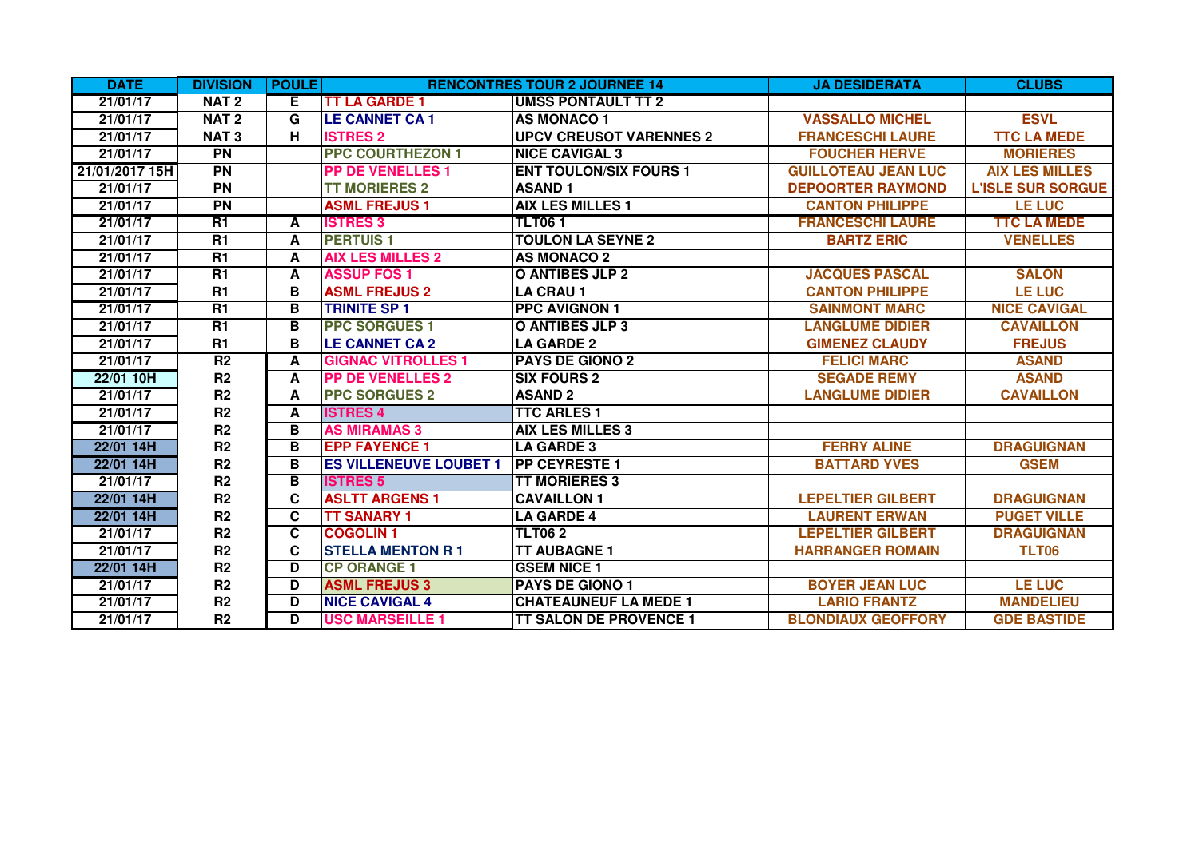| DATE | DIVISION | POULE | RENCONTRES TOUR 2 JOURNEE 14 | | JA DESIDERATA | CLUBS |
|---|---|---|---|---|---|---|
| 21/01/17 | NAT 2 | E | TT LA GARDE 1 | UMSS PONTAULT TT 2 | | |
| 21/01/17 | NAT 2 | G | LE CANNET CA 1 | AS MONACO 1 | VASSALLO MICHEL | ESVL |
| 21/01/17 | NAT 3 | H | ISTRES 2 | UPCV CREUSOT VARENNES 2 | FRANCESCHI LAURE | TTC LA MEDE |
| 21/01/17 | PN | | PPC COURTHEZON 1 | NICE CAVIGAL 3 | FOUCHER HERVE | MORIERES |
| 21/01/2017 15H | PN | | PP DE VENELLES 1 | ENT TOULON/SIX FOURS 1 | GUILLOTEAU JEAN LUC | AIX LES MILLES |
| 21/01/17 | PN | | TT MORIERES 2 | ASAND 1 | DEPOORTER RAYMOND | L'ISLE SUR SORGUE |
| 21/01/17 | PN | | ASML FREJUS 1 | AIX LES MILLES 1 | CANTON PHILIPPE | LE LUC |
| 21/01/17 | R1 | A | ISTRES 3 | TLT06 1 | FRANCESCHI LAURE | TTC LA MEDE |
| 21/01/17 | R1 | A | PERTUIS 1 | TOULON LA SEYNE 2 | BARTZ ERIC | VENELLES |
| 21/01/17 | R1 | A | AIX LES MILLES 2 | AS MONACO 2 | | |
| 21/01/17 | R1 | A | ASSUP FOS 1 | O ANTIBES JLP 2 | JACQUES PASCAL | SALON |
| 21/01/17 | R1 | B | ASML FREJUS 2 | LA CRAU 1 | CANTON PHILIPPE | LE LUC |
| 21/01/17 | R1 | B | TRINITE SP 1 | PPC AVIGNON 1 | SAINMONT MARC | NICE CAVIGAL |
| 21/01/17 | R1 | B | PPC SORGUES 1 | O ANTIBES JLP 3 | LANGLUME DIDIER | CAVAILLON |
| 21/01/17 | R1 | B | LE CANNET CA 2 | LA GARDE 2 | GIMENEZ CLAUDY | FREJUS |
| 21/01/17 | R2 | A | GIGNAC VITROLLES 1 | PAYS DE GIONO 2 | FELICI MARC | ASAND |
| 22/01 10H | R2 | A | PP DE VENELLES 2 | SIX FOURS 2 | SEGADE REMY | ASAND |
| 21/01/17 | R2 | A | PPC SORGUES 2 | ASAND 2 | LANGLUME DIDIER | CAVAILLON |
| 21/01/17 | R2 | A | ISTRES 4 | TTC ARLES 1 | | |
| 21/01/17 | R2 | B | AS MIRAMAS 3 | AIX LES MILLES 3 | | |
| 22/01 14H | R2 | B | EPP FAYENCE 1 | LA GARDE 3 | FERRY ALINE | DRAGUIGNAN |
| 22/01 14H | R2 | B | ES VILLENEUVE LOUBET 1 | PP CEYRESTE 1 | BATTARD YVES | GSEM |
| 21/01/17 | R2 | B | ISTRES 5 | TT MORIERES 3 | | |
| 22/01 14H | R2 | C | ASLTT ARGENS 1 | CAVAILLON 1 | LEPELTIER GILBERT | DRAGUIGNAN |
| 22/01 14H | R2 | C | TT SANARY 1 | LA GARDE 4 | LAURENT ERWAN | PUGET VILLE |
| 21/01/17 | R2 | C | COGOLIN 1 | TLT06 2 | LEPELTIER GILBERT | DRAGUIGNAN |
| 21/01/17 | R2 | C | STELLA MENTON R 1 | TT AUBAGNE 1 | HARRANGER ROMAIN | TLT06 |
| 22/01 14H | R2 | D | CP ORANGE 1 | GSEM NICE 1 | | |
| 21/01/17 | R2 | D | ASML FREJUS 3 | PAYS DE GIONO 1 | BOYER JEAN LUC | LE LUC |
| 21/01/17 | R2 | D | NICE CAVIGAL 4 | CHATEAUNEUF LA MEDE 1 | LARIO FRANTZ | MANDELIEU |
| 21/01/17 | R2 | D | USC MARSEILLE 1 | TT SALON DE PROVENCE 1 | BLONDIAUX GEOFFORY | GDE BASTIDE |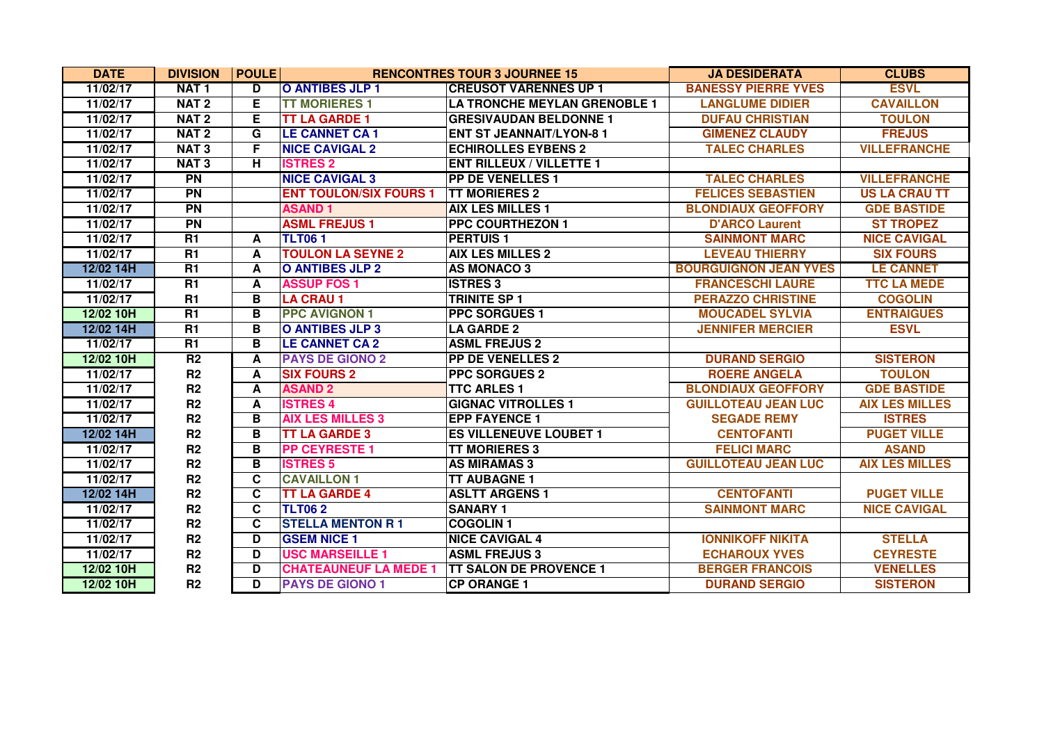| DATE | DIVISION | POULE | RENCONTRES TOUR 3 JOURNEE 15 | | JA DESIDERATA | CLUBS |
|---|---|---|---|---|---|---|
| 11/02/17 | NAT 1 | D | O ANTIBES JLP 1 | CREUSOT VARENNES UP 1 | BANESSY PIERRE YVES | ESVL |
| 11/02/17 | NAT 2 | E | TT MORIERES 1 | LA TRONCHE MEYLAN GRENOBLE 1 | LANGLUME DIDIER | CAVAILLON |
| 11/02/17 | NAT 2 | E | TT LA GARDE 1 | GRESIVAUDAN BELDONNE 1 | DUFAU CHRISTIAN | TOULON |
| 11/02/17 | NAT 2 | G | LE CANNET CA 1 | ENT ST JEANNAIT/LYON-8 1 | GIMENEZ CLAUDY | FREJUS |
| 11/02/17 | NAT 3 | F | NICE CAVIGAL 2 | ECHIROLLES EYBENS 2 | TALEC CHARLES | VILLEFRANCHE |
| 11/02/17 | NAT 3 | H | ISTRES 2 | ENT RILLEUX / VILLETTE 1 | | |
| 11/02/17 | PN | | NICE CAVIGAL 3 | PP DE VENELLES 1 | TALEC CHARLES | VILLEFRANCHE |
| 11/02/17 | PN | | ENT TOULON/SIX FOURS 1 | TT MORIERES 2 | FELICES SEBASTIEN | US LA CRAU TT |
| 11/02/17 | PN | | ASAND 1 | AIX LES MILLES 1 | BLONDIAUX GEOFFORY | GDE BASTIDE |
| 11/02/17 | PN | | ASML FREJUS 1 | PPC COURTHEZON 1 | D'ARCO Laurent | ST TROPEZ |
| 11/02/17 | R1 | A | TLT06 1 | PERTUIS 1 | SAINMONT MARC | NICE CAVIGAL |
| 11/02/17 | R1 | A | TOULON LA SEYNE 2 | AIX LES MILLES 2 | LEVEAU THIERRY | SIX FOURS |
| 12/02 14H | R1 | A | O ANTIBES JLP 2 | AS MONACO 3 | BOURGUIGNON JEAN YVES | LE CANNET |
| 11/02/17 | R1 | A | ASSUP FOS 1 | ISTRES 3 | FRANCESCHI LAURE | TTC LA MEDE |
| 11/02/17 | R1 | B | LA CRAU 1 | TRINITE SP 1 | PERAZZO CHRISTINE | COGOLIN |
| 12/02 10H | R1 | B | PPC AVIGNON 1 | PPC SORGUES 1 | MOUCADEL SYLVIA | ENTRAIGUES |
| 12/02 14H | R1 | B | O ANTIBES JLP 3 | LA GARDE 2 | JENNIFER MERCIER | ESVL |
| 11/02/17 | R1 | B | LE CANNET CA 2 | ASML FREJUS 2 | | |
| 12/02 10H | R2 | A | PAYS DE GIONO 2 | PP DE VENELLES 2 | DURAND SERGIO | SISTERON |
| 11/02/17 | R2 | A | SIX FOURS 2 | PPC SORGUES 2 | ROERE ANGELA | TOULON |
| 11/02/17 | R2 | A | ASAND 2 | TTC ARLES 1 | BLONDIAUX GEOFFORY | GDE BASTIDE |
| 11/02/17 | R2 | A | ISTRES 4 | GIGNAC VITROLLES 1 | GUILLOTEAU JEAN LUC | AIX LES MILLES |
| 11/02/17 | R2 | B | AIX LES MILLES 3 | EPP FAYENCE 1 | SEGADE REMY | ISTRES |
| 12/02 14H | R2 | B | TT LA GARDE 3 | ES VILLENEUVE LOUBET 1 | CENTOFANTI | PUGET VILLE |
| 11/02/17 | R2 | B | PP CEYRESTE 1 | TT MORIERES 3 | FELICI MARC | ASAND |
| 11/02/17 | R2 | B | ISTRES 5 | AS MIRAMAS 3 | GUILLOTEAU JEAN LUC | AIX LES MILLES |
| 11/02/17 | R2 | C | CAVAILLON 1 | TT AUBAGNE 1 | | |
| 12/02 14H | R2 | C | TT LA GARDE 4 | ASLTT ARGENS 1 | CENTOFANTI | PUGET VILLE |
| 11/02/17 | R2 | C | TLT06 2 | SANARY 1 | SAINMONT MARC | NICE CAVIGAL |
| 11/02/17 | R2 | C | STELLA MENTON R 1 | COGOLIN 1 | | |
| 11/02/17 | R2 | D | GSEM NICE 1 | NICE CAVIGAL 4 | IONNIKOFF NIKITA | STELLA |
| 11/02/17 | R2 | D | USC MARSEILLE 1 | ASML FREJUS 3 | ECHAROUX YVES | CEYRESTE |
| 12/02 10H | R2 | D | CHATEAUNEUF LA MEDE 1 | TT SALON DE PROVENCE 1 | BERGER FRANCOIS | VENELLES |
| 12/02 10H | R2 | D | PAYS DE GIONO 1 | CP ORANGE 1 | DURAND SERGIO | SISTERON |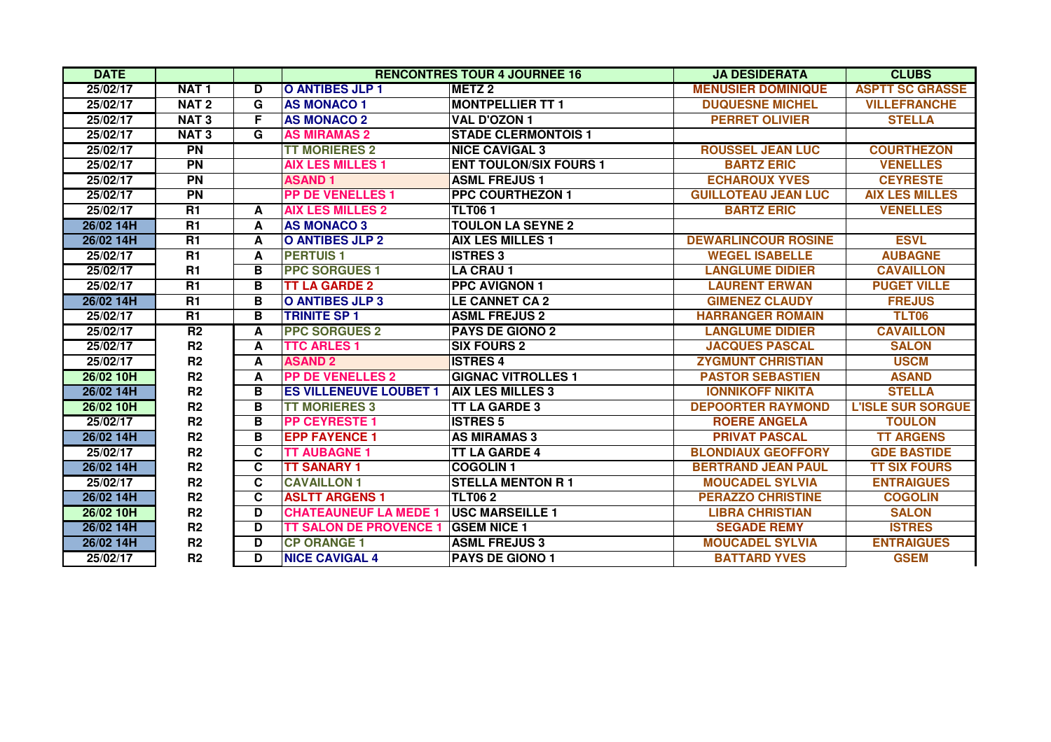| DATE | | | RENCONTRES TOUR 4 JOURNEE 16 | | JA DESIDERATA | CLUBS |
|---|---|---|---|---|---|---|
| 25/02/17 | NAT 1 | D | O ANTIBES JLP 1 | METZ 2 | MENUSIER DOMINIQUE | ASPTT SC GRASSE |
| 25/02/17 | NAT 2 | G | AS MONACO 1 | MONTPELLIER TT 1 | DUQUESNE MICHEL | VILLEFRANCHE |
| 25/02/17 | NAT 3 | F | AS MONACO 2 | VAL D'OZON 1 | PERRET OLIVIER | STELLA |
| 25/02/17 | NAT 3 | G | AS MIRAMAS 2 | STADE CLERMONTOIS 1 | | |
| 25/02/17 | PN | | TT MORIERES 2 | NICE CAVIGAL 3 | ROUSSEL JEAN LUC | COURTHEZON |
| 25/02/17 | PN | | AIX LES MILLES 1 | ENT TOULON/SIX FOURS 1 | BARTZ ERIC | VENELLES |
| 25/02/17 | PN | | ASAND 1 | ASML FREJUS 1 | ECHAROUX YVES | CEYRESTE |
| 25/02/17 | PN | | PP DE VENELLES 1 | PPC COURTHEZON 1 | GUILLOTEAU JEAN LUC | AIX LES MILLES |
| 25/02/17 | R1 | A | AIX LES MILLES 2 | TLT06 1 | BARTZ ERIC | VENELLES |
| 26/02 14H | R1 | A | AS MONACO 3 | TOULON LA SEYNE 2 | | |
| 26/02 14H | R1 | A | O ANTIBES JLP 2 | AIX LES MILLES 1 | DEWARLINCOUR ROSINE | ESVL |
| 25/02/17 | R1 | A | PERTUIS 1 | ISTRES 3 | WEGEL ISABELLE | AUBAGNE |
| 25/02/17 | R1 | B | PPC SORGUES 1 | LA CRAU 1 | LANGLUME DIDIER | CAVAILLON |
| 25/02/17 | R1 | B | TT LA GARDE 2 | PPC AVIGNON 1 | LAURENT ERWAN | PUGET VILLE |
| 26/02 14H | R1 | B | O ANTIBES JLP 3 | LE CANNET CA 2 | GIMENEZ CLAUDY | FREJUS |
| 25/02/17 | R1 | B | TRINITE SP 1 | ASML FREJUS 2 | HARRANGER ROMAIN | TLT06 |
| 25/02/17 | R2 | A | PPC SORGUES 2 | PAYS DE GIONO 2 | LANGLUME DIDIER | CAVAILLON |
| 25/02/17 | R2 | A | TTC ARLES 1 | SIX FOURS 2 | JACQUES PASCAL | SALON |
| 25/02/17 | R2 | A | ASAND 2 | ISTRES 4 | ZYGMUNT CHRISTIAN | USCM |
| 26/02 10H | R2 | A | PP DE VENELLES 2 | GIGNAC VITROLLES 1 | PASTOR SEBASTIEN | ASAND |
| 26/02 14H | R2 | B | ES VILLENEUVE LOUBET 1 | AIX LES MILLES 3 | IONNIKOFF NIKITA | STELLA |
| 26/02 10H | R2 | B | TT MORIERES 3 | TT LA GARDE 3 | DEPOORTER RAYMOND | L'ISLE SUR SORGUE |
| 25/02/17 | R2 | B | PP CEYRESTE 1 | ISTRES 5 | ROERE ANGELA | TOULON |
| 26/02 14H | R2 | B | EPP FAYENCE 1 | AS MIRAMAS 3 | PRIVAT PASCAL | TT ARGENS |
| 25/02/17 | R2 | C | TT AUBAGNE 1 | TT LA GARDE 4 | BLONDIAUX GEOFFORY | GDE BASTIDE |
| 26/02 14H | R2 | C | TT SANARY 1 | COGOLIN 1 | BERTRAND JEAN PAUL | TT SIX FOURS |
| 25/02/17 | R2 | C | CAVAILLON 1 | STELLA MENTON R 1 | MOUCADEL SYLVIA | ENTRAIGUES |
| 26/02 14H | R2 | C | ASLTT ARGENS 1 | TLT06 2 | PERAZZO CHRISTINE | COGOLIN |
| 26/02 10H | R2 | D | CHATEAUNEUF LA MEDE 1 | USC MARSEILLE 1 | LIBRA CHRISTIAN | SALON |
| 26/02 14H | R2 | D | TT SALON DE PROVENCE 1 | GSEM NICE 1 | SEGADE REMY | ISTRES |
| 26/02 14H | R2 | D | CP ORANGE 1 | ASML FREJUS 3 | MOUCADEL SYLVIA | ENTRAIGUES |
| 25/02/17 | R2 | D | NICE CAVIGAL 4 | PAYS DE GIONO 1 | BATTARD YVES | GSEM |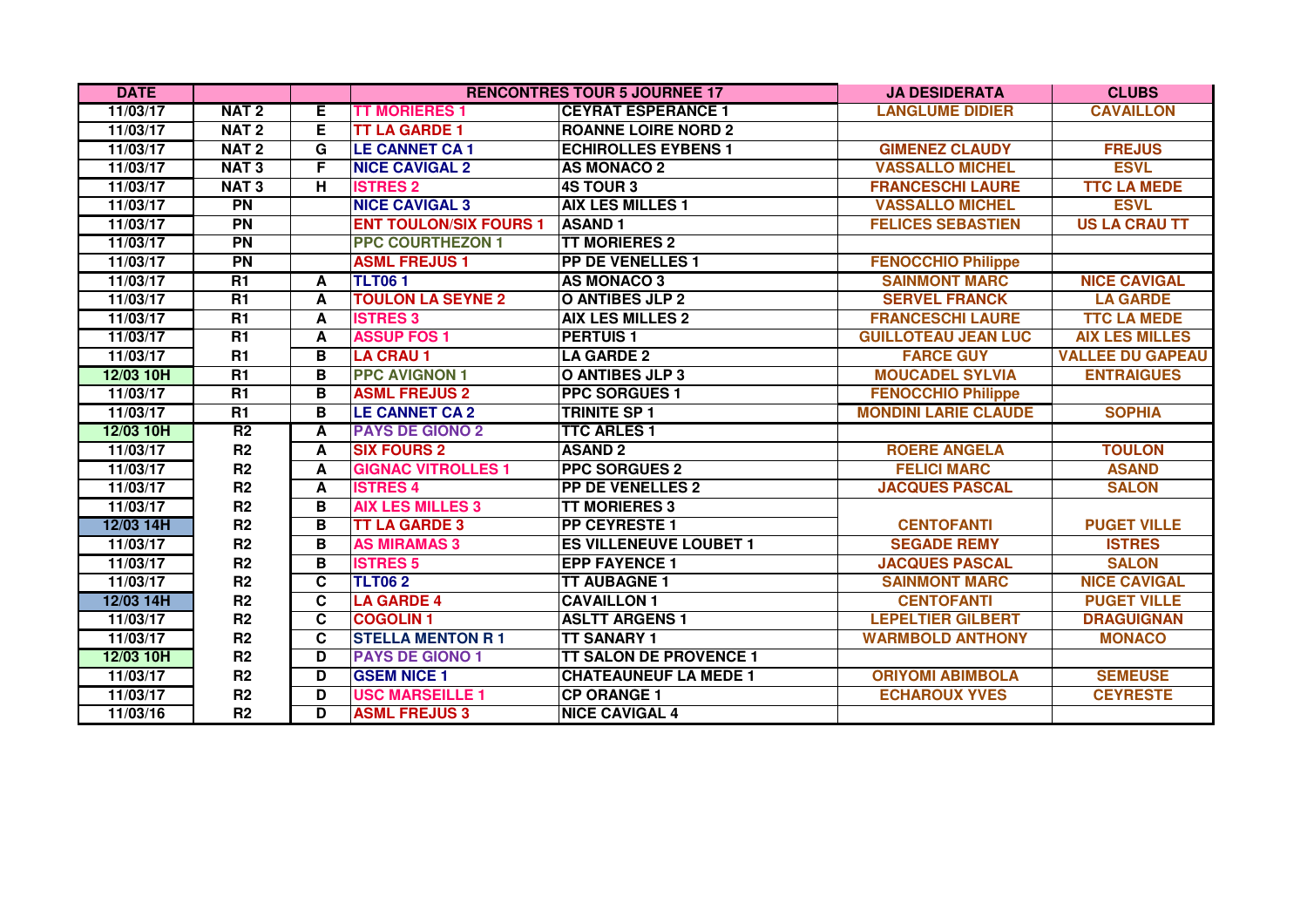| DATE | | | RENCONTRES TOUR 5 JOURNEE 17 | | JA DESIDERATA | CLUBS |
|---|---|---|---|---|---|---|
| 11/03/17 | NAT 2 | E | TT MORIERES 1 | CEYRAT ESPERANCE 1 | LANGLUME DIDIER | CAVAILLON |
| 11/03/17 | NAT 2 | E | TT LA GARDE 1 | ROANNE LOIRE NORD 2 | | |
| 11/03/17 | NAT 2 | G | LE CANNET CA 1 | ECHIROLLES EYBENS 1 | GIMENEZ CLAUDY | FREJUS |
| 11/03/17 | NAT 3 | F | NICE CAVIGAL 2 | AS MONACO 2 | VASSALLO MICHEL | ESVL |
| 11/03/17 | NAT 3 | H | ISTRES 2 | 4S TOUR 3 | FRANCESCHI LAURE | TTC LA MEDE |
| 11/03/17 | PN | | NICE CAVIGAL 3 | AIX LES MILLES 1 | VASSALLO MICHEL | ESVL |
| 11/03/17 | PN | | ENT TOULON/SIX FOURS 1 | ASAND 1 | FELICES SEBASTIEN | US LA CRAU TT |
| 11/03/17 | PN | | PPC COURTHEZON 1 | TT MORIERES 2 | | |
| 11/03/17 | PN | | ASML FREJUS 1 | PP DE VENELLES 1 | FENOCCHIO Philippe | |
| 11/03/17 | R1 | A | TLT06 1 | AS MONACO 3 | SAINMONT MARC | NICE CAVIGAL |
| 11/03/17 | R1 | A | TOULON LA SEYNE 2 | O ANTIBES JLP 2 | SERVEL FRANCK | LA GARDE |
| 11/03/17 | R1 | A | ISTRES 3 | AIX LES MILLES 2 | FRANCESCHI LAURE | TTC LA MEDE |
| 11/03/17 | R1 | A | ASSUP FOS 1 | PERTUIS 1 | GUILLOTEAU JEAN LUC | AIX LES MILLES |
| 11/03/17 | R1 | B | LA CRAU 1 | LA GARDE 2 | FARCE GUY | VALLEE DU GAPEAU |
| 12/03 10H | R1 | B | PPC AVIGNON 1 | O ANTIBES JLP 3 | MOUCADEL SYLVIA | ENTRAIGUES |
| 11/03/17 | R1 | B | ASML FREJUS 2 | PPC SORGUES 1 | FENOCCHIO Philippe | |
| 11/03/17 | R1 | B | LE CANNET CA 2 | TRINITE SP 1 | MONDINI LARIE CLAUDE | SOPHIA |
| 12/03 10H | R2 | A | PAYS DE GIONO 2 | TTC ARLES 1 | | |
| 11/03/17 | R2 | A | SIX FOURS 2 | ASAND 2 | ROERE ANGELA | TOULON |
| 11/03/17 | R2 | A | GIGNAC VITROLLES 1 | PPC SORGUES 2 | FELICI MARC | ASAND |
| 11/03/17 | R2 | A | ISTRES 4 | PP DE VENELLES 2 | JACQUES PASCAL | SALON |
| 11/03/17 | R2 | B | AIX LES MILLES 3 | TT MORIERES 3 | | |
| 12/03 14H | R2 | B | TT LA GARDE 3 | PP CEYRESTE 1 | CENTOFANTI | PUGET VILLE |
| 11/03/17 | R2 | B | AS MIRAMAS 3 | ES VILLENEUVE LOUBET 1 | SEGADE REMY | ISTRES |
| 11/03/17 | R2 | B | ISTRES 5 | EPP FAYENCE 1 | JACQUES PASCAL | SALON |
| 11/03/17 | R2 | C | TLT06 2 | TT AUBAGNE 1 | SAINMONT MARC | NICE CAVIGAL |
| 12/03 14H | R2 | C | LA GARDE 4 | CAVAILLON 1 | CENTOFANTI | PUGET VILLE |
| 11/03/17 | R2 | C | COGOLIN 1 | ASLTT ARGENS 1 | LEPELTIER GILBERT | DRAGUIGNAN |
| 11/03/17 | R2 | C | STELLA MENTON R 1 | TT SANARY 1 | WARMBOLD ANTHONY | MONACO |
| 12/03 10H | R2 | D | PAYS DE GIONO 1 | TT SALON DE PROVENCE 1 | | |
| 11/03/17 | R2 | D | GSEM NICE 1 | CHATEAUNEUF LA MEDE 1 | ORIYOMI ABIMBOLA | SEMEUSE |
| 11/03/17 | R2 | D | USC MARSEILLE 1 | CP ORANGE 1 | ECHAROUX YVES | CEYRESTE |
| 11/03/16 | R2 | D | ASML FREJUS 3 | NICE CAVIGAL 4 | | |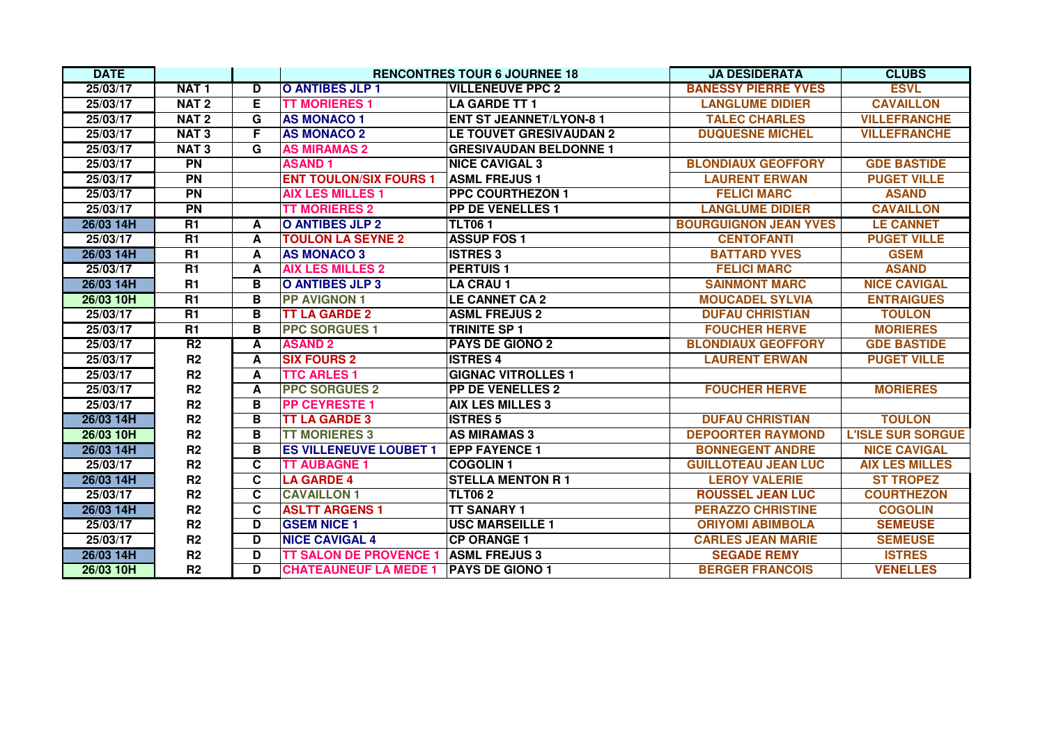| DATE | | | RENCONTRES TOUR 6 JOURNEE 18 | | JA DESIDERATA | CLUBS |
|---|---|---|---|---|---|---|
| 25/03/17 | NAT 1 | D | O ANTIBES JLP 1 | VILLENEUVE PPC 2 | BANESSY PIERRE YVES | ESVL |
| 25/03/17 | NAT 2 | E | TT MORIERES 1 | LA GARDE TT 1 | LANGLUME DIDIER | CAVAILLON |
| 25/03/17 | NAT 2 | G | AS MONACO 1 | ENT ST JEANNET/LYON-8 1 | TALEC CHARLES | VILLEFRANCHE |
| 25/03/17 | NAT 3 | F | AS MONACO 2 | LE TOUVET GRESIVAUDAN 2 | DUQUESNE MICHEL | VILLEFRANCHE |
| 25/03/17 | NAT 3 | G | AS MIRAMAS 2 | GRESIVAUDAN BELDONNE 1 | | |
| 25/03/17 | PN | | ASAND 1 | NICE CAVIGAL 3 | BLONDIAUX GEOFFORY | GDE BASTIDE |
| 25/03/17 | PN | | ENT TOULON/SIX FOURS 1 | ASML FREJUS 1 | LAURENT ERWAN | PUGET VILLE |
| 25/03/17 | PN | | AIX LES MILLES 1 | PPC COURTHEZON 1 | FELICI MARC | ASAND |
| 25/03/17 | PN | | TT MORIERES 2 | PP DE VENELLES 1 | LANGLUME DIDIER | CAVAILLON |
| 26/03 14H | R1 | A | O ANTIBES JLP 2 | TLT06 1 | BOURGUIGNON JEAN YVES | LE CANNET |
| 25/03/17 | R1 | A | TOULON LA SEYNE 2 | ASSUP FOS 1 | CENTOFANTI | PUGET VILLE |
| 26/03 14H | R1 | A | AS MONACO 3 | ISTRES 3 | BATTARD YVES | GSEM |
| 25/03/17 | R1 | A | AIX LES MILLES 2 | PERTUIS 1 | FELICI MARC | ASAND |
| 26/03 14H | R1 | B | O ANTIBES JLP 3 | LA CRAU 1 | SAINMONT MARC | NICE CAVIGAL |
| 26/03 10H | R1 | B | PP AVIGNON 1 | LE CANNET CA 2 | MOUCADEL SYLVIA | ENTRAIGUES |
| 25/03/17 | R1 | B | TT LA GARDE 2 | ASML FREJUS 2 | DUFAU CHRISTIAN | TOULON |
| 25/03/17 | R1 | B | PPC SORGUES 1 | TRINITE SP 1 | FOUCHER HERVE | MORIERES |
| 25/03/17 | R2 | A | ASAND 2 | PAYS DE GIONO 2 | BLONDIAUX GEOFFORY | GDE BASTIDE |
| 25/03/17 | R2 | A | SIX FOURS 2 | ISTRES 4 | LAURENT ERWAN | PUGET VILLE |
| 25/03/17 | R2 | A | TTC ARLES 1 | GIGNAC VITROLLES 1 | | |
| 25/03/17 | R2 | A | PPC SORGUES 2 | PP DE VENELLES 2 | FOUCHER HERVE | MORIERES |
| 25/03/17 | R2 | B | PP CEYRESTE 1 | AIX LES MILLES 3 | | |
| 26/03 14H | R2 | B | TT LA GARDE 3 | ISTRES 5 | DUFAU CHRISTIAN | TOULON |
| 26/03 10H | R2 | B | TT MORIERES 3 | AS MIRAMAS 3 | DEPOORTER RAYMOND | L'ISLE SUR SORGUE |
| 26/03 14H | R2 | B | ES VILLENEUVE LOUBET 1 | EPP FAYENCE 1 | BONNEGENT ANDRE | NICE CAVIGAL |
| 25/03/17 | R2 | C | TT AUBAGNE 1 | COGOLIN 1 | GUILLOTEAU JEAN LUC | AIX LES MILLES |
| 26/03 14H | R2 | C | LA GARDE 4 | STELLA MENTON R 1 | LEROY VALERIE | ST TROPEZ |
| 25/03/17 | R2 | C | CAVAILLON 1 | TLT06 2 | ROUSSEL JEAN LUC | COURTHEZON |
| 26/03 14H | R2 | C | ASLTT ARGENS 1 | TT SANARY 1 | PERAZZO CHRISTINE | COGOLIN |
| 25/03/17 | R2 | D | GSEM NICE 1 | USC MARSEILLE 1 | ORIYOMI ABIMBOLA | SEMEUSE |
| 25/03/17 | R2 | D | NICE CAVIGAL 4 | CP ORANGE 1 | CARLES JEAN MARIE | SEMEUSE |
| 26/03 14H | R2 | D | TT SALON DE PROVENCE 1 | ASML FREJUS 3 | SEGADE REMY | ISTRES |
| 26/03 10H | R2 | D | CHATEAUNEUF LA MEDE 1 | PAYS DE GIONO 1 | BERGER FRANCOIS | VENELLES |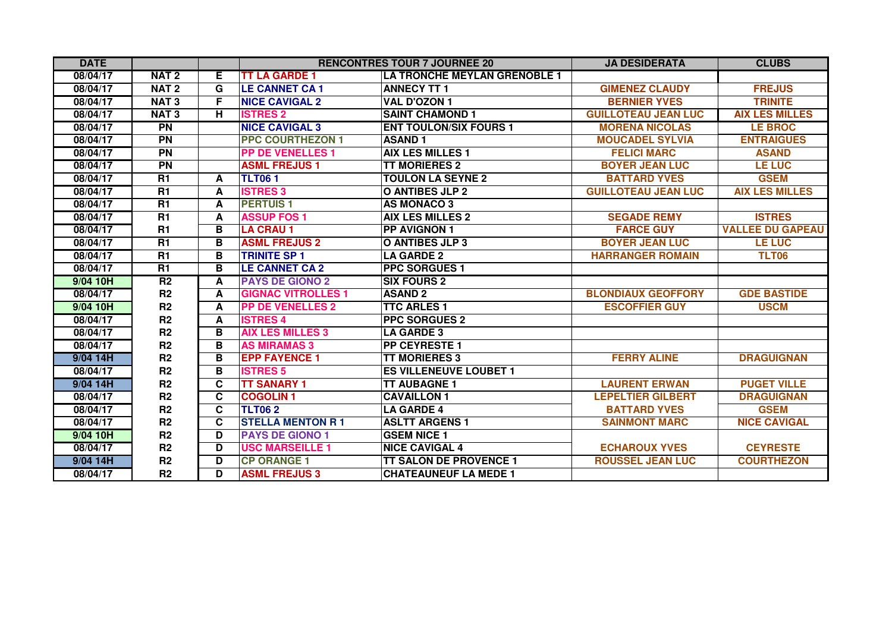| DATE | | | RENCONTRES TOUR 7 JOURNEE 20 | | JA DESIDERATA | CLUBS |
|---|---|---|---|---|---|---|
| 08/04/17 | NAT 2 | E | TT LA GARDE 1 | LA TRONCHE MEYLAN GRENOBLE 1 | | |
| 08/04/17 | NAT 2 | G | LE CANNET CA 1 | ANNECY TT 1 | GIMENEZ CLAUDY | FREJUS |
| 08/04/17 | NAT 3 | F | NICE CAVIGAL 2 | VAL D'OZON 1 | BERNIER YVES | TRINITE |
| 08/04/17 | NAT 3 | H | ISTRES 2 | SAINT CHAMOND 1 | GUILLOTEAU JEAN LUC | AIX LES MILLES |
| 08/04/17 | PN | | NICE CAVIGAL 3 | ENT TOULON/SIX FOURS 1 | MORENA NICOLAS | LE BROC |
| 08/04/17 | PN | | PPC COURTHEZON 1 | ASAND 1 | MOUCADEL SYLVIA | ENTRAIGUES |
| 08/04/17 | PN | | PP DE VENELLES 1 | AIX LES MILLES 1 | FELICI MARC | ASAND |
| 08/04/17 | PN | | ASML FREJUS 1 | TT MORIERES 2 | BOYER JEAN LUC | LE LUC |
| 08/04/17 | R1 | A | TLT06 1 | TOULON LA SEYNE 2 | BATTARD YVES | GSEM |
| 08/04/17 | R1 | A | ISTRES 3 | O ANTIBES JLP 2 | GUILLOTEAU JEAN LUC | AIX LES MILLES |
| 08/04/17 | R1 | A | PERTUIS 1 | AS MONACO 3 | | |
| 08/04/17 | R1 | A | ASSUP FOS 1 | AIX LES MILLES 2 | SEGADE REMY | ISTRES |
| 08/04/17 | R1 | B | LA CRAU 1 | PP AVIGNON 1 | FARCE GUY | VALLEE DU GAPEAU |
| 08/04/17 | R1 | B | ASML FREJUS 2 | O ANTIBES JLP 3 | BOYER JEAN LUC | LE LUC |
| 08/04/17 | R1 | B | TRINITE SP 1 | LA GARDE 2 | HARRANGER ROMAIN | TLT06 |
| 08/04/17 | R1 | B | LE CANNET CA 2 | PPC SORGUES 1 | | |
| 9/04 10H | R2 | A | PAYS DE GIONO 2 | SIX FOURS 2 | | |
| 08/04/17 | R2 | A | GIGNAC VITROLLES 1 | ASAND 2 | BLONDIAUX GEOFFORY | GDE BASTIDE |
| 9/04 10H | R2 | A | PP DE VENELLES 2 | TTC ARLES 1 | ESCOFFIER GUY | USCM |
| 08/04/17 | R2 | A | ISTRES 4 | PPC SORGUES 2 | | |
| 08/04/17 | R2 | B | AIX LES MILLES 3 | LA GARDE 3 | | |
| 08/04/17 | R2 | B | AS MIRAMAS 3 | PP CEYRESTE 1 | | |
| 9/04 14H | R2 | B | EPP FAYENCE 1 | TT MORIERES 3 | FERRY ALINE | DRAGUIGNAN |
| 08/04/17 | R2 | B | ISTRES 5 | ES VILLENEUVE LOUBET 1 | | |
| 9/04 14H | R2 | C | TT SANARY 1 | TT AUBAGNE 1 | LAURENT ERWAN | PUGET VILLE |
| 08/04/17 | R2 | C | COGOLIN 1 | CAVAILLON 1 | LEPELTIER GILBERT | DRAGUIGNAN |
| 08/04/17 | R2 | C | TLT06 2 | LA GARDE 4 | BATTARD YVES | GSEM |
| 08/04/17 | R2 | C | STELLA MENTON R 1 | ASLTT ARGENS 1 | SAINMONT MARC | NICE CAVIGAL |
| 9/04 10H | R2 | D | PAYS DE GIONO 1 | GSEM NICE 1 | | |
| 08/04/17 | R2 | D | USC MARSEILLE 1 | NICE CAVIGAL 4 | ECHAROUX YVES | CEYRESTE |
| 9/04 14H | R2 | D | CP ORANGE 1 | TT SALON DE PROVENCE 1 | ROUSSEL JEAN LUC | COURTHEZON |
| 08/04/17 | R2 | D | ASML FREJUS 3 | CHATEAUNEUF LA MEDE 1 | | |